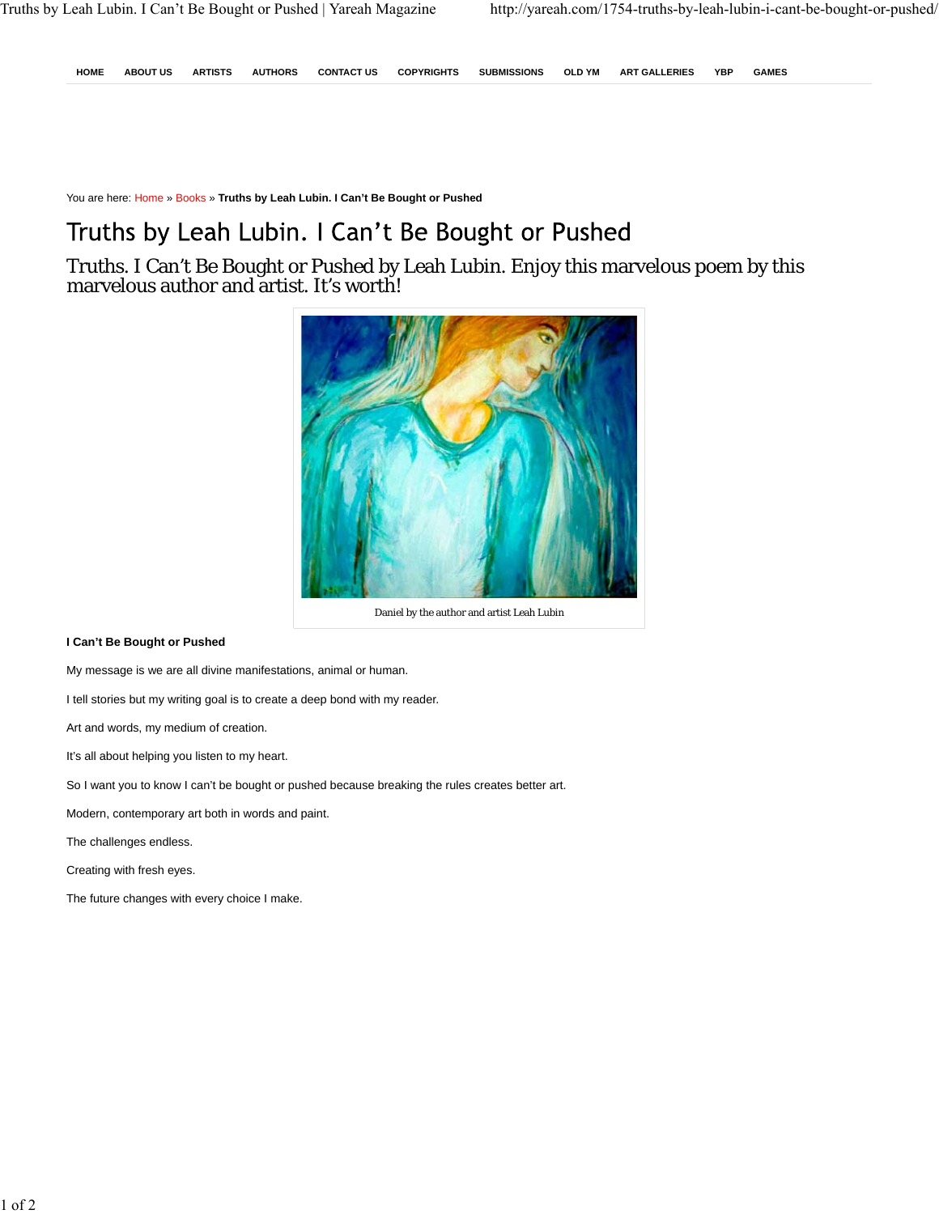HOME ABOUT US ARTISTS AUTHORS CONTACT US COPYRIGHTS SUBMISSIONS OLD YM ART GALLERIES YBP GAMES

You are here: Home » Books » **Truths by Leah Lubin. I Can't Be Bought or Pushed**

# Truths by Leah Lubin. I Can't Be Bought or Pushed

## Truths. I Can't Be Bought or Pushed by Leah Lubin. Enjoy this marvelous poem by this marvelous author and artist. It's worth!

Daniel by the author and artist Leah Lubin

**I Can't Be Bought or Pushed**

My message is we are all divine manifestations, animal or human.

I tell stories but my writing goal is to create a deep bond with my reader.

Art and words, my medium of creation.

It's all about helping you listen to my heart.

So I want you to know I can't be bought or pushed because breaking the rules creates better art.

Modern, contemporary art both in words and paint.

The challenges endless.

Creating with fresh eyes.

The future changes with every choice I make.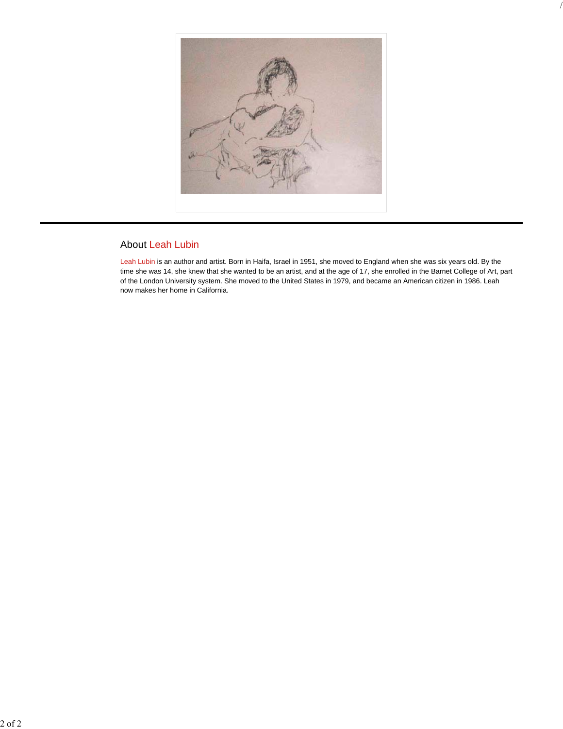## About Leah Lubin

Leah Lubin is an author and artist. Born in Haifa, Israel in 1951, she moved to England when she was six years old. By the time she was 14, she knew that she wanted to be an artist, and at the age of 17, she enrolled in the Barnet College of Art, part of the London University system. She moved to the United States in 1979, and became an American citizen in 1986. Leah now makes her home in California.